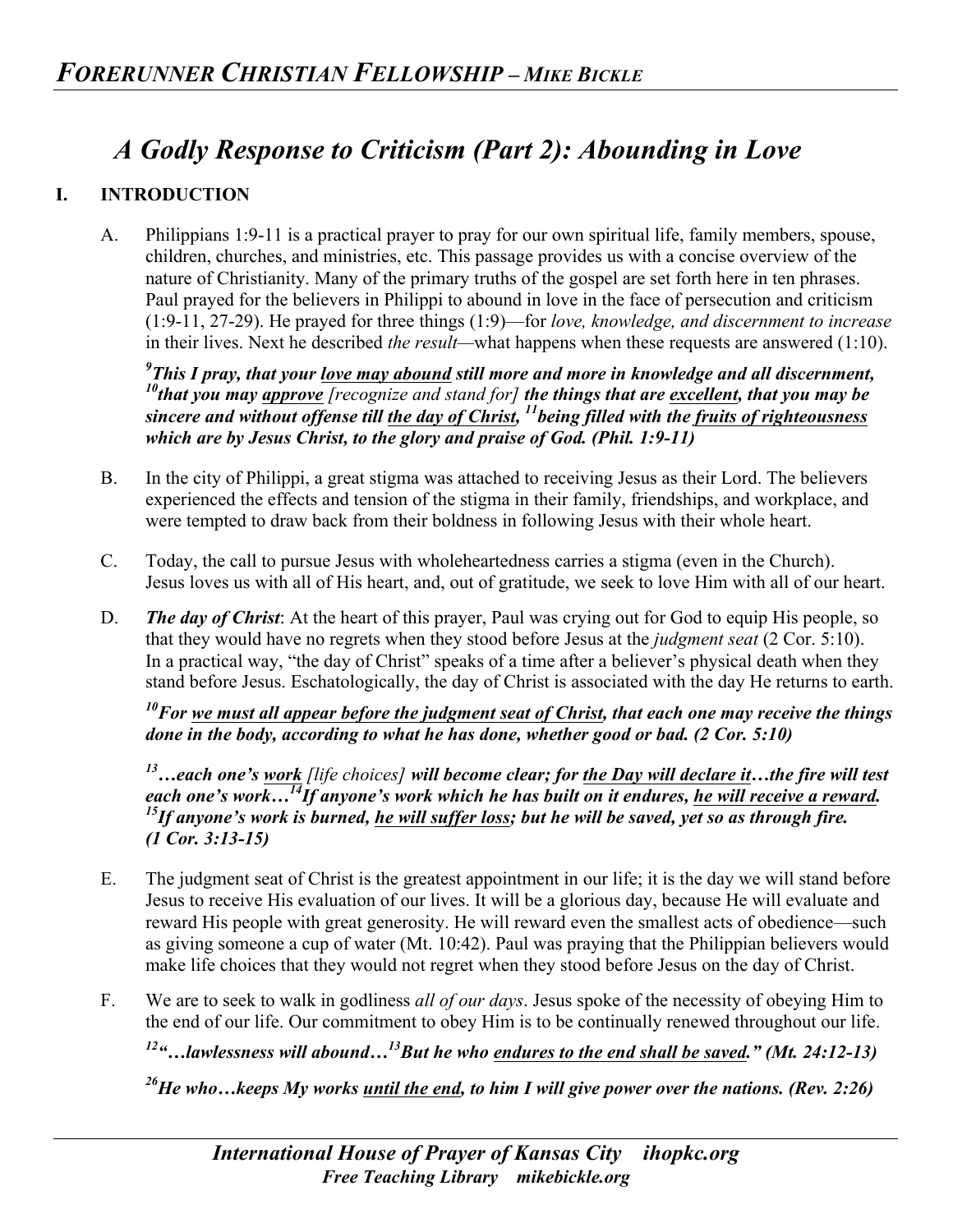# *A Godly Response to Criticism (Part 2): Abounding in Love*

## I. INTRODUCTION

A. Philippians 1:9-11 is a practical prayer to pray for our own spiritual life, family members, spouse, children, churches, and ministries, etc. This passage provides us with a concise overview of the nature of Christianity. Many of the primary truths of the gospel are set forth here in ten phrases. Paul prayed for the believers in Philippi to abound in love in the face of persecution and criticism (1:9-11, 27-29). He prayed for three things (1:9)—for *love, knowledge, and discernment to increase* in their lives. Next he described *the result*—what happens when these requests are answered (1:10).

***[9]This I pray, that your <u>love may abound</u> still more and more in knowledge and all discernment, [10]that you may <u>approve</u>*** *[recognize and stand for]* ***the things that are <u>excellent</u>, that you may be sincere and without offense till <u>the day of Christ</u>, [11]being filled with the <u>fruits of righteousness</u> which are by Jesus Christ, to the glory and praise of God. (Phil. 1:9-11)***

B. In the city of Philippi, a great stigma was attached to receiving Jesus as their Lord. The believers experienced the effects and tension of the stigma in their family, friendships, and workplace, and were tempted to draw back from their boldness in following Jesus with their whole heart.

C. Today, the call to pursue Jesus with wholeheartedness carries a stigma (even in the Church). Jesus loves us with all of His heart, and, out of gratitude, we seek to love Him with all of our heart.

D. ***The day of Christ***: At the heart of this prayer, Paul was crying out for God to equip His people, so that they would have no regrets when they stood before Jesus at the *judgment seat* (2 Cor. 5:10). In a practical way, "the day of Christ" speaks of a time after a believer's physical death when they stand before Jesus. Eschatologically, the day of Christ is associated with the day He returns to earth.

***[10]For <u>we must all appear before the judgment seat of Christ</u>, that each one may receive the things done in the body, according to what he has done, whether good or bad. (2 Cor. 5:10)***

***[13]…each one's <u>work</u>*** *[life choices]* ***will become clear; for <u>the Day will declare it</u>…the fire will test each one's work…[14]If anyone's work which he has built on it endures, <u>he will receive a reward</u>. [15]If anyone's work is burned, <u>he will suffer loss</u>; but he will be saved, yet so as through fire. (1 Cor. 3:13-15)***

E. The judgment seat of Christ is the greatest appointment in our life; it is the day we will stand before Jesus to receive His evaluation of our lives. It will be a glorious day, because He will evaluate and reward His people with great generosity. He will reward even the smallest acts of obedience—such as giving someone a cup of water (Mt. 10:42). Paul was praying that the Philippian believers would make life choices that they would not regret when they stood before Jesus on the day of Christ.

F. We are to seek to walk in godliness *all of our days*. Jesus spoke of the necessity of obeying Him to the end of our life. Our commitment to obey Him is to be continually renewed throughout our life.

***[12]"…lawlessness will abound…[13]But he who <u>endures to the end shall be saved</u>." (Mt. 24:12-13)***

***[26]He who…keeps My works <u>until the end</u>, to him I will give power over the nations. (Rev. 2:26)***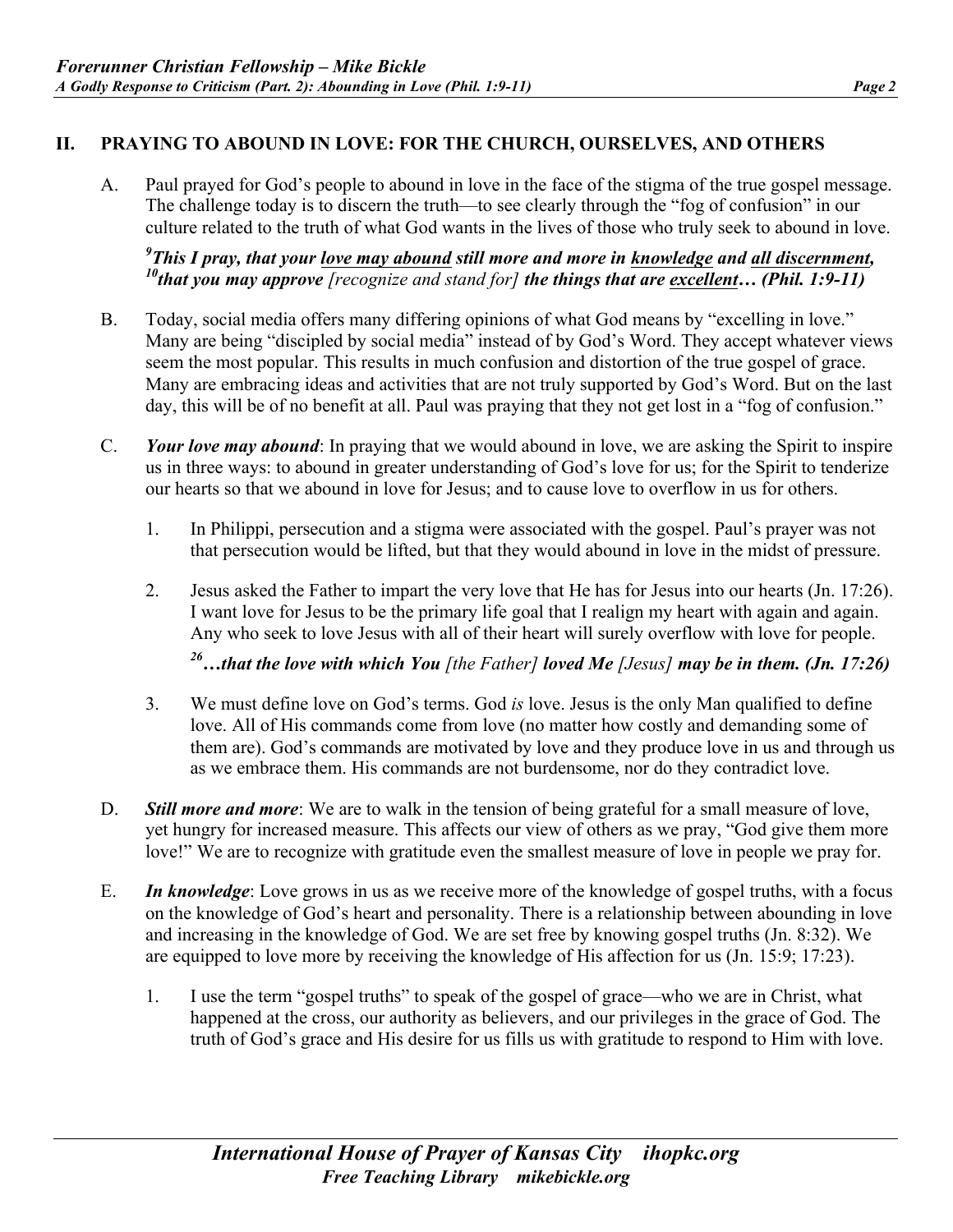## II. PRAYING TO ABOUND IN LOVE: FOR THE CHURCH, OURSELVES, AND OTHERS

A. Paul prayed for God's people to abound in love in the face of the stigma of the true gospel message. The challenge today is to discern the truth—to see clearly through the "fog of confusion" in our culture related to the truth of what God wants in the lives of those who truly seek to abound in love.

***[9]This I pray, that your <u>love may abound</u> still more and more in <u>knowledge</u> and <u>all discernment</u>, [10]that you may approve** [recognize and stand for] **the things that are <u>excellent</u>… (Phil. 1:9-11)***

B. Today, social media offers many differing opinions of what God means by "excelling in love." Many are being "discipled by social media" instead of by God's Word. They accept whatever views seem the most popular. This results in much confusion and distortion of the true gospel of grace. Many are embracing ideas and activities that are not truly supported by God's Word. But on the last day, this will be of no benefit at all. Paul was praying that they not get lost in a "fog of confusion."

C. ***Your love may abound***: In praying that we would abound in love, we are asking the Spirit to inspire us in three ways: to abound in greater understanding of God's love for us; for the Spirit to tenderize our hearts so that we abound in love for Jesus; and to cause love to overflow in us for others.

1. In Philippi, persecution and a stigma were associated with the gospel. Paul's prayer was not that persecution would be lifted, but that they would abound in love in the midst of pressure.

2. Jesus asked the Father to impart the very love that He has for Jesus into our hearts (Jn. 17:26). I want love for Jesus to be the primary life goal that I realign my heart with again and again. Any who seek to love Jesus with all of their heart will surely overflow with love for people.

   ***[26]…that the love with which You** [the Father] **loved Me** [Jesus] **may be in them. (Jn. 17:26)***

3. We must define love on God's terms. God *is* love. Jesus is the only Man qualified to define love. All of His commands come from love (no matter how costly and demanding some of them are). God's commands are motivated by love and they produce love in us and through us as we embrace them. His commands are not burdensome, nor do they contradict love.

D. ***Still more and more***: We are to walk in the tension of being grateful for a small measure of love, yet hungry for increased measure. This affects our view of others as we pray, "God give them more love!" We are to recognize with gratitude even the smallest measure of love in people we pray for.

E. ***In knowledge***: Love grows in us as we receive more of the knowledge of gospel truths, with a focus on the knowledge of God's heart and personality. There is a relationship between abounding in love and increasing in the knowledge of God. We are set free by knowing gospel truths (Jn. 8:32). We are equipped to love more by receiving the knowledge of His affection for us (Jn. 15:9; 17:23).

1. I use the term "gospel truths" to speak of the gospel of grace—who we are in Christ, what happened at the cross, our authority as believers, and our privileges in the grace of God. The truth of God's grace and His desire for us fills us with gratitude to respond to Him with love.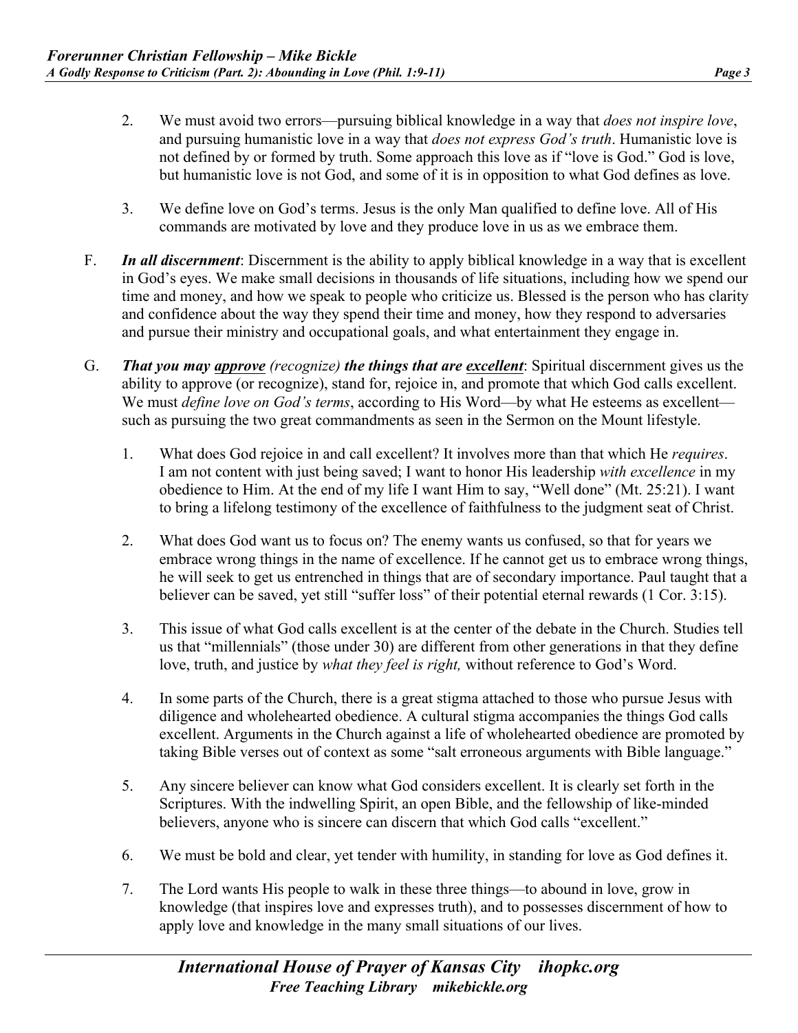2. We must avoid two errors—pursuing biblical knowledge in a way that *does not inspire love*, and pursuing humanistic love in a way that *does not express God's truth*. Humanistic love is not defined by or formed by truth. Some approach this love as if "love is God." God is love, but humanistic love is not God, and some of it is in opposition to what God defines as love.

3. We define love on God's terms. Jesus is the only Man qualified to define love. All of His commands are motivated by love and they produce love in us as we embrace them.

F. ***In all discernment***: Discernment is the ability to apply biblical knowledge in a way that is excellent in God's eyes. We make small decisions in thousands of life situations, including how we spend our time and money, and how we speak to people who criticize us. Blessed is the person who has clarity and confidence about the way they spend their time and money, how they respond to adversaries and pursue their ministry and occupational goals, and what entertainment they engage in.

G. ***That you may <u>approve</u>*** *(recognize)* ***the things that are <u>excellent</u>***: Spiritual discernment gives us the ability to approve (or recognize), stand for, rejoice in, and promote that which God calls excellent. We must *define love on God's terms*, according to His Word—by what He esteems as excellent—such as pursuing the two great commandments as seen in the Sermon on the Mount lifestyle.

1. What does God rejoice in and call excellent? It involves more than that which He *requires*. I am not content with just being saved; I want to honor His leadership *with excellence* in my obedience to Him. At the end of my life I want Him to say, "Well done" (Mt. 25:21). I want to bring a lifelong testimony of the excellence of faithfulness to the judgment seat of Christ.

2. What does God want us to focus on? The enemy wants us confused, so that for years we embrace wrong things in the name of excellence. If he cannot get us to embrace wrong things, he will seek to get us entrenched in things that are of secondary importance. Paul taught that a believer can be saved, yet still "suffer loss" of their potential eternal rewards (1 Cor. 3:15).

3. This issue of what God calls excellent is at the center of the debate in the Church. Studies tell us that "millennials" (those under 30) are different from other generations in that they define love, truth, and justice by *what they feel is right,* without reference to God's Word.

4. In some parts of the Church, there is a great stigma attached to those who pursue Jesus with diligence and wholehearted obedience. A cultural stigma accompanies the things God calls excellent. Arguments in the Church against a life of wholehearted obedience are promoted by taking Bible verses out of context as some "salt erroneous arguments with Bible language."

5. Any sincere believer can know what God considers excellent. It is clearly set forth in the Scriptures. With the indwelling Spirit, an open Bible, and the fellowship of like-minded believers, anyone who is sincere can discern that which God calls "excellent."

6. We must be bold and clear, yet tender with humility, in standing for love as God defines it.

7. The Lord wants His people to walk in these three things—to abound in love, grow in knowledge (that inspires love and expresses truth), and to possesses discernment of how to apply love and knowledge in the many small situations of our lives.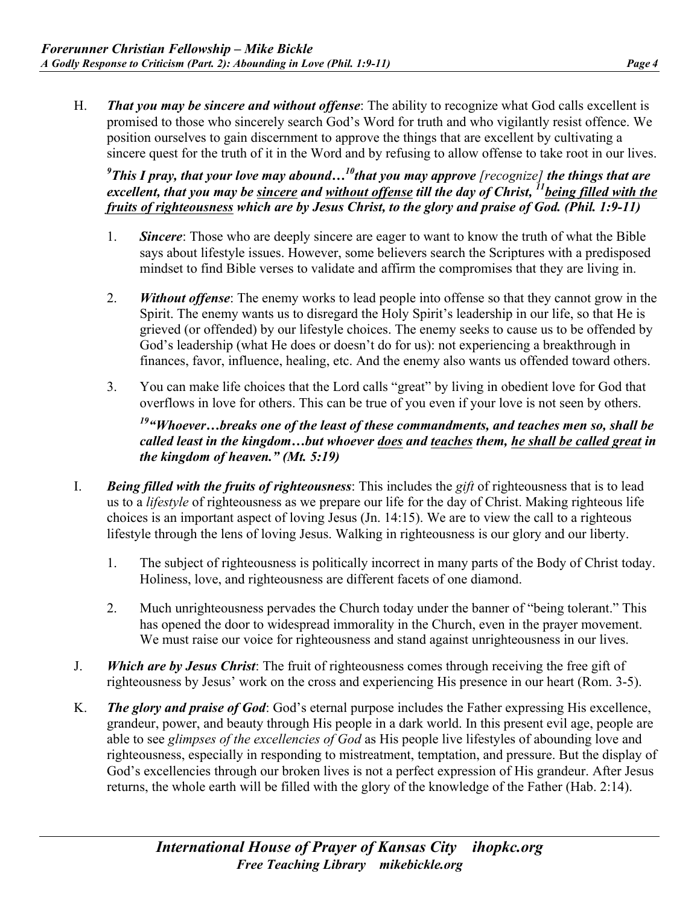H. ***That you may be sincere and without offense***: The ability to recognize what God calls excellent is promised to those who sincerely search God's Word for truth and who vigilantly resist offence. We position ourselves to gain discernment to approve the things that are excellent by cultivating a sincere quest for the truth of it in the Word and by refusing to allow offense to take root in our lives.

> ***[9]This I pray, that your love may abound…[10]that you may approve*** *[recognize]* ***the things that are excellent, that you may be <u>sincere</u> and <u>without offense</u> till the day of Christ, [11]<u>being filled with the fruits of righteousness</u> which are by Jesus Christ, to the glory and praise of God. (Phil. 1:9-11)***

1. ***Sincere***: Those who are deeply sincere are eager to want to know the truth of what the Bible says about lifestyle issues. However, some believers search the Scriptures with a predisposed mindset to find Bible verses to validate and affirm the compromises that they are living in.

2. ***Without offense***: The enemy works to lead people into offense so that they cannot grow in the Spirit. The enemy wants us to disregard the Holy Spirit's leadership in our life, so that He is grieved (or offended) by our lifestyle choices. The enemy seeks to cause us to be offended by God's leadership (what He does or doesn't do for us): not experiencing a breakthrough in finances, favor, influence, healing, etc. And the enemy also wants us offended toward others.

3. You can make life choices that the Lord calls "great" by living in obedient love for God that overflows in love for others. This can be true of you even if your love is not seen by others.

> ***[19]"Whoever…breaks one of the least of these commandments, and teaches men so, shall be called least in the kingdom…but whoever <u>does</u> and <u>teaches</u> them, <u>he shall be called great</u> in the kingdom of heaven." (Mt. 5:19)***

I. ***Being filled with the fruits of righteousness***: This includes the *gift* of righteousness that is to lead us to a *lifestyle* of righteousness as we prepare our life for the day of Christ. Making righteous life choices is an important aspect of loving Jesus (Jn. 14:15). We are to view the call to a righteous lifestyle through the lens of loving Jesus. Walking in righteousness is our glory and our liberty.

1. The subject of righteousness is politically incorrect in many parts of the Body of Christ today. Holiness, love, and righteousness are different facets of one diamond.

2. Much unrighteousness pervades the Church today under the banner of "being tolerant." This has opened the door to widespread immorality in the Church, even in the prayer movement. We must raise our voice for righteousness and stand against unrighteousness in our lives.

J. ***Which are by Jesus Christ***: The fruit of righteousness comes through receiving the free gift of righteousness by Jesus' work on the cross and experiencing His presence in our heart (Rom. 3-5).

K. ***The glory and praise of God***: God's eternal purpose includes the Father expressing His excellence, grandeur, power, and beauty through His people in a dark world. In this present evil age, people are able to see *glimpses of the excellencies of God* as His people live lifestyles of abounding love and righteousness, especially in responding to mistreatment, temptation, and pressure. But the display of God's excellencies through our broken lives is not a perfect expression of His grandeur. After Jesus returns, the whole earth will be filled with the glory of the knowledge of the Father (Hab. 2:14).